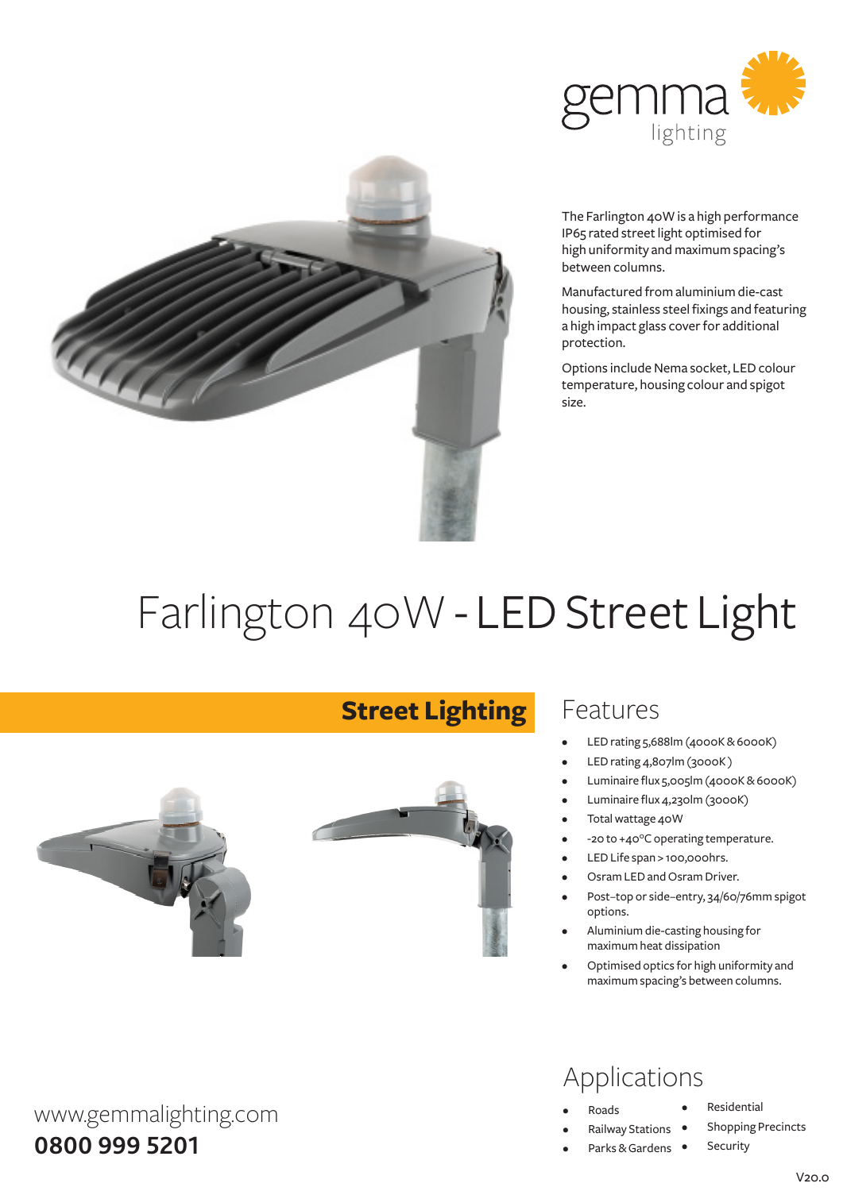gemma
lighting

The Farlington 40W is a high performance IP65 rated street light optimised for high uniformity and maximum spacing's between columns.

Manufactured from aluminium die-cast housing, stainless steel fixings and featuring a high impact glass cover for additional protection.

Options include Nema socket, LED colour temperature, housing colour and spigot size.

# Farlington 40W - LED Street Light

**Street Lighting**

## Features

- LED rating 5,688lm (4000K & 6000K)
- LED rating 4,807lm (3000K )
- Luminaire flux 5,005lm (4000K & 6000K)
- Luminaire flux 4,230lm (3000K)
- Total wattage 40W
- -20 to +40°C operating temperature.
- LED Life span > 100,000hrs.
- Osram LED and Osram Driver.
- Post–top or side–entry, 34/60/76mm spigot options.
- Aluminium die-casting housing for maximum heat dissipation
- Optimised optics for high uniformity and maximum spacing's between columns.

## Applications

- Roads
- Railway Stations
- Parks & Gardens
- Residential
- Shopping Precincts
- Security

www.gemmalighting.com

**0800 999 5201**

V20.0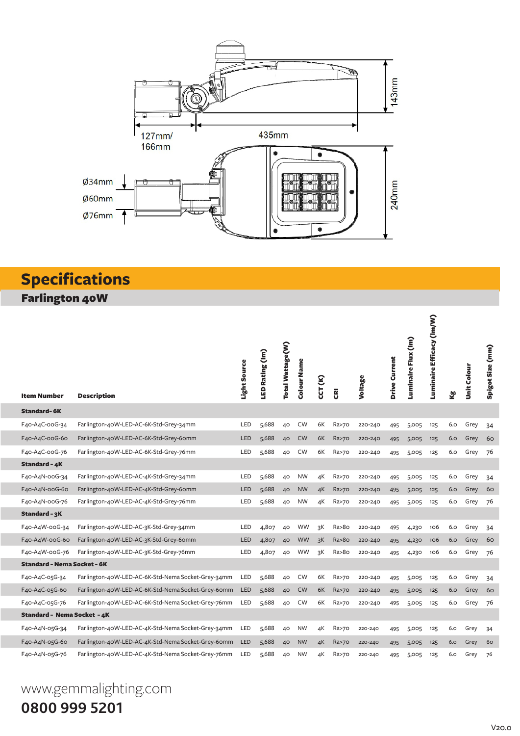127mm/
166mm

435mm

143mm

Ø34mm
Ø60mm
Ø76mm

240mm

## Specifications

### Farlington 40W

| Item Number | Description | Light Source | LED Rating (lm) | Total Wattage(W) | Colour Name | CCT (K) | CRI | Voltage | Drive Current | Luminaire Flux (lm) | Luminaire Efficacy (lm/W) | Kg | Unit Colour | Spigot Size (mm) |
|---|---|---|---|---|---|---|---|---|---|---|---|---|---|---|
| **Standard- 6K** | | | | | | | | | | | | | | |
| F40-A4C-00G-34 | Farlington-40W-LED-AC-6K-Std-Grey-34mm | LED | 5,688 | 40 | CW | 6K | Ra>70 | 220-240 | 495 | 5,005 | 125 | 6.0 | Grey | 34 |
| F40-A4C-00G-60 | Farlington-40W-LED-AC-6K-Std-Grey-60mm | LED | 5,688 | 40 | CW | 6K | Ra>70 | 220-240 | 495 | 5,005 | 125 | 6.0 | Grey | 60 |
| F40-A4C-00G-76 | Farlington-40W-LED-AC-6K-Std-Grey-76mm | LED | 5,688 | 40 | CW | 6K | Ra>70 | 220-240 | 495 | 5,005 | 125 | 6.0 | Grey | 76 |
| **Standard - 4K** | | | | | | | | | | | | | | |
| F40-A4N-00G-34 | Farlington-40W-LED-AC-4K-Std-Grey-34mm | LED | 5,688 | 40 | NW | 4K | Ra>70 | 220-240 | 495 | 5,005 | 125 | 6.0 | Grey | 34 |
| F40-A4N-00G-60 | Farlington-40W-LED-AC-4K-Std-Grey-60mm | LED | 5,688 | 40 | NW | 4K | Ra>70 | 220-240 | 495 | 5,005 | 125 | 6.0 | Grey | 60 |
| F40-A4N-00G-76 | Farlington-40W-LED-AC-4K-Std-Grey-76mm | LED | 5,688 | 40 | NW | 4K | Ra>70 | 220-240 | 495 | 5,005 | 125 | 6.0 | Grey | 76 |
| **Standard - 3K** | | | | | | | | | | | | | | |
| F40-A4W-00G-34 | Farlington-40W-LED-AC-3K-Std-Grey-34mm | LED | 4,807 | 40 | WW | 3K | Ra>80 | 220-240 | 495 | 4,230 | 106 | 6.0 | Grey | 34 |
| F40-A4W-00G-60 | Farlington-40W-LED-AC-3K-Std-Grey-60mm | LED | 4,807 | 40 | WW | 3K | Ra>80 | 220-240 | 495 | 4,230 | 106 | 6.0 | Grey | 60 |
| F40-A4W-00G-76 | Farlington-40W-LED-AC-3K-Std-Grey-76mm | LED | 4,807 | 40 | WW | 3K | Ra>80 | 220-240 | 495 | 4,230 | 106 | 6.0 | Grey | 76 |
| **Standard - Nema Socket - 6K** | | | | | | | | | | | | | | |
| F40-A4C-05G-34 | Farlington-40W-LED-AC-6K-Std-Nema Socket-Grey-34mm | LED | 5,688 | 40 | CW | 6K | Ra>70 | 220-240 | 495 | 5,005 | 125 | 6.0 | Grey | 34 |
| F40-A4C-05G-60 | Farlington-40W-LED-AC-6K-Std-Nema Socket-Grey-60mm | LED | 5,688 | 40 | CW | 6K | Ra>70 | 220-240 | 495 | 5,005 | 125 | 6.0 | Grey | 60 |
| F40-A4C-05G-76 | Farlington-40W-LED-AC-6K-Std-Nema Socket-Grey-76mm | LED | 5,688 | 40 | CW | 6K | Ra>70 | 220-240 | 495 | 5,005 | 125 | 6.0 | Grey | 76 |
| **Standard - Nema Socket - 4K** | | | | | | | | | | | | | | |
| F40-A4N-05G-34 | Farlington-40W-LED-AC-4K-Std-Nema Socket-Grey-34mm | LED | 5,688 | 40 | NW | 4K | Ra>70 | 220-240 | 495 | 5,005 | 125 | 6.0 | Grey | 34 |
| F40-A4N-05G-60 | Farlington-40W-LED-AC-4K-Std-Nema Socket-Grey-60mm | LED | 5,688 | 40 | NW | 4K | Ra>70 | 220-240 | 495 | 5,005 | 125 | 6.0 | Grey | 60 |
| F40-A4N-05G-76 | Farlington-40W-LED-AC-4K-Std-Nema Socket-Grey-76mm | LED | 5,688 | 40 | NW | 4K | Ra>70 | 220-240 | 495 | 5,005 | 125 | 6.0 | Grey | 76 |

www.gemmalighting.com

**0800 999 5201**

V20.0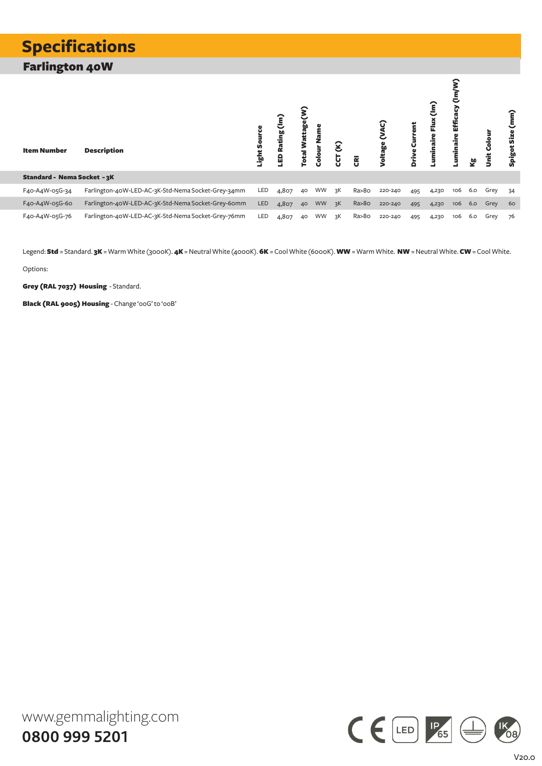# Specifications

## Farlington 40W

| Item Number | Description | Light Source | LED Rating (lm) | Total Wattage(W) | Colour Name | CCT (K) | CRI | Voltage (VAC) | Drive Current | Luminaire Flux (lm) | Luminaire Efficacy (lm/W) | Kg | Unit Colour | Spigot Size (mm) |
|---|---|---|---|---|---|---|---|---|---|---|---|---|---|---|
| **Standard - Nema Socket - 3K** | | | | | | | | | | | | | | |
| F40-A4W-05G-34 | Farlington-40W-LED-AC-3K-Std-Nema Socket-Grey-34mm | LED | 4,807 | 40 | WW | 3K | Ra>80 | 220-240 | 495 | 4,230 | 106 | 6.0 | Grey | 34 |
| F40-A4W-05G-60 | Farlington-40W-LED-AC-3K-Std-Nema Socket-Grey-60mm | LED | 4,807 | 40 | WW | 3K | Ra>80 | 220-240 | 495 | 4,230 | 106 | 6.0 | Grey | 60 |
| F40-A4W-05G-76 | Farlington-40W-LED-AC-3K-Std-Nema Socket-Grey-76mm | LED | 4,807 | 40 | WW | 3K | Ra>80 | 220-240 | 495 | 4,230 | 106 | 6.0 | Grey | 76 |

Legend: **Std** = Standard. **3K** = Warm White (3000K). **4K** = Neutral White (4000K). **6K** = Cool White (6000K). **WW** = Warm White. **NW** = Neutral White. **CW** = Cool White.

Options:

**Grey (RAL 7037) Housing** - Standard.

**Black (RAL 9005) Housing** - Change '00G' to '00B'

www.gemmalighting.com

**0800 999 5201**

V20.0